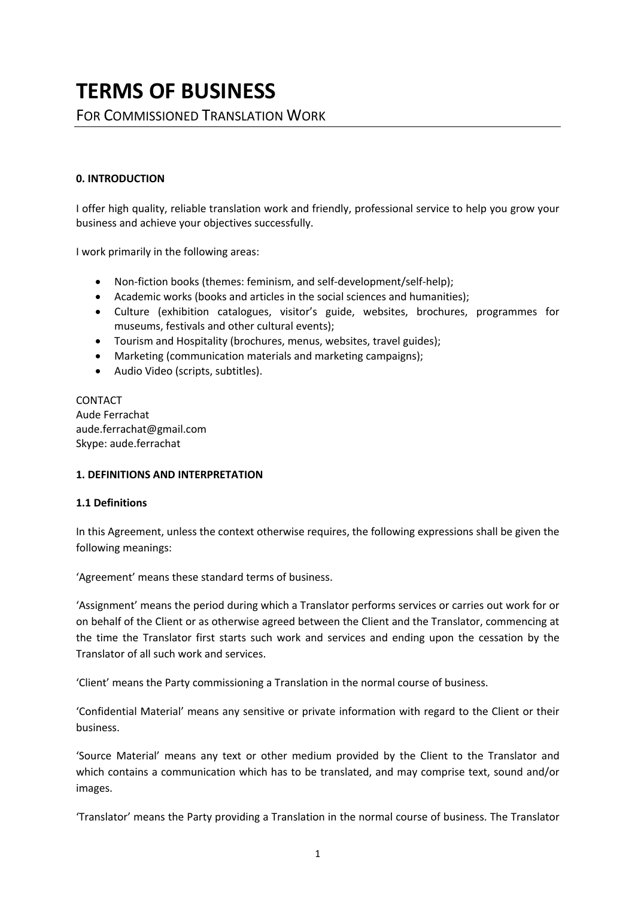# TERMS OF BUSINESS

## FOR COMMISSIONED TRANSLATION WORK

### 0. INTRODUCTION

I offer high quality, reliable translation work and friendly, professional service to help you grow your business and achieve your objectives successfully.

I work primarily in the following areas:

- Non-fiction books (themes: feminism, and self-development/self-help);
- Academic works (books and articles in the social sciences and humanities);
- Culture (exhibition catalogues, visitor's guide, websites, brochures, programmes for museums, festivals and other cultural events);
- Tourism and Hospitality (brochures, menus, websites, travel guides);
- Marketing (communication materials and marketing campaigns);
- Audio Video (scripts, subtitles).

CONTACT
Aude Ferrachat
aude.ferrachat@gmail.com
Skype: aude.ferrachat

### 1. DEFINITIONS AND INTERPRETATION

#### 1.1 Definitions

In this Agreement, unless the context otherwise requires, the following expressions shall be given the following meanings:

'Agreement' means these standard terms of business.

'Assignment' means the period during which a Translator performs services or carries out work for or on behalf of the Client or as otherwise agreed between the Client and the Translator, commencing at the time the Translator first starts such work and services and ending upon the cessation by the Translator of all such work and services.

'Client' means the Party commissioning a Translation in the normal course of business.

'Confidential Material' means any sensitive or private information with regard to the Client or their business.

'Source Material' means any text or other medium provided by the Client to the Translator and which contains a communication which has to be translated, and may comprise text, sound and/or images.

'Translator' means the Party providing a Translation in the normal course of business. The Translator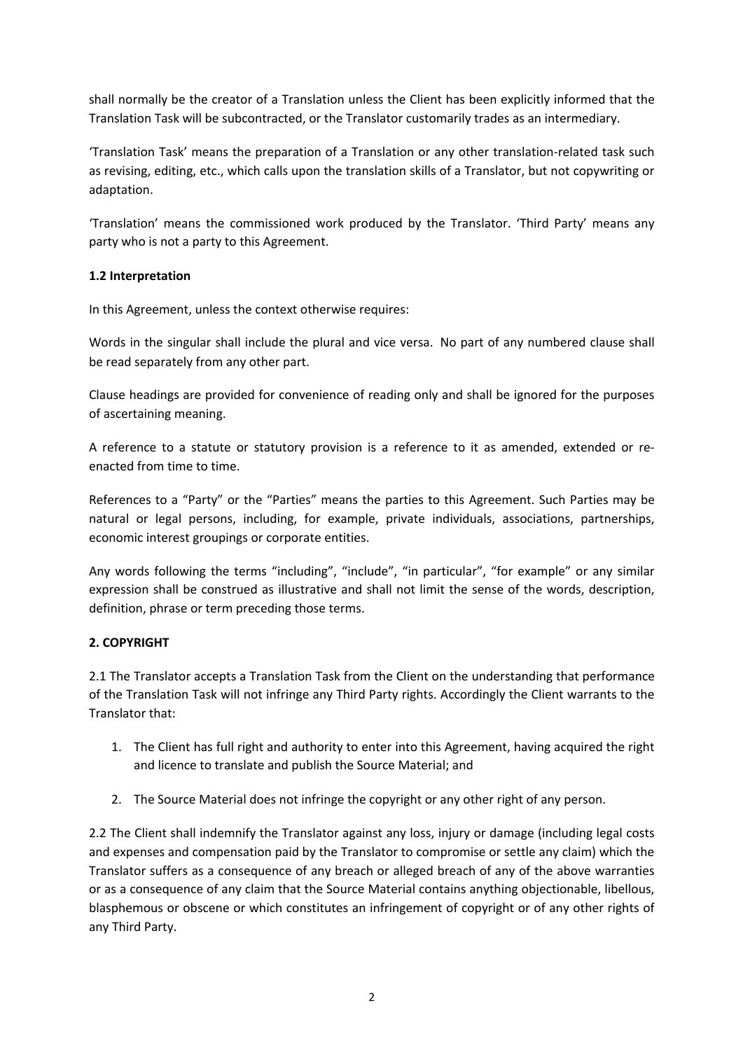shall normally be the creator of a Translation unless the Client has been explicitly informed that the Translation Task will be subcontracted, or the Translator customarily trades as an intermediary.

'Translation Task' means the preparation of a Translation or any other translation-related task such as revising, editing, etc., which calls upon the translation skills of a Translator, but not copywriting or adaptation.

'Translation' means the commissioned work produced by the Translator. 'Third Party' means any party who is not a party to this Agreement.

**1.2 Interpretation**

In this Agreement, unless the context otherwise requires:

Words in the singular shall include the plural and vice versa. No part of any numbered clause shall be read separately from any other part.

Clause headings are provided for convenience of reading only and shall be ignored for the purposes of ascertaining meaning.

A reference to a statute or statutory provision is a reference to it as amended, extended or re-enacted from time to time.

References to a "Party" or the "Parties" means the parties to this Agreement. Such Parties may be natural or legal persons, including, for example, private individuals, associations, partnerships, economic interest groupings or corporate entities.

Any words following the terms "including", "include", "in particular", "for example" or any similar expression shall be construed as illustrative and shall not limit the sense of the words, description, definition, phrase or term preceding those terms.

**2. COPYRIGHT**

2.1 The Translator accepts a Translation Task from the Client on the understanding that performance of the Translation Task will not infringe any Third Party rights. Accordingly the Client warrants to the Translator that:

1. The Client has full right and authority to enter into this Agreement, having acquired the right and licence to translate and publish the Source Material; and
2. The Source Material does not infringe the copyright or any other right of any person.

2.2 The Client shall indemnify the Translator against any loss, injury or damage (including legal costs and expenses and compensation paid by the Translator to compromise or settle any claim) which the Translator suffers as a consequence of any breach or alleged breach of any of the above warranties or as a consequence of any claim that the Source Material contains anything objectionable, libellous, blasphemous or obscene or which constitutes an infringement of copyright or of any other rights of any Third Party.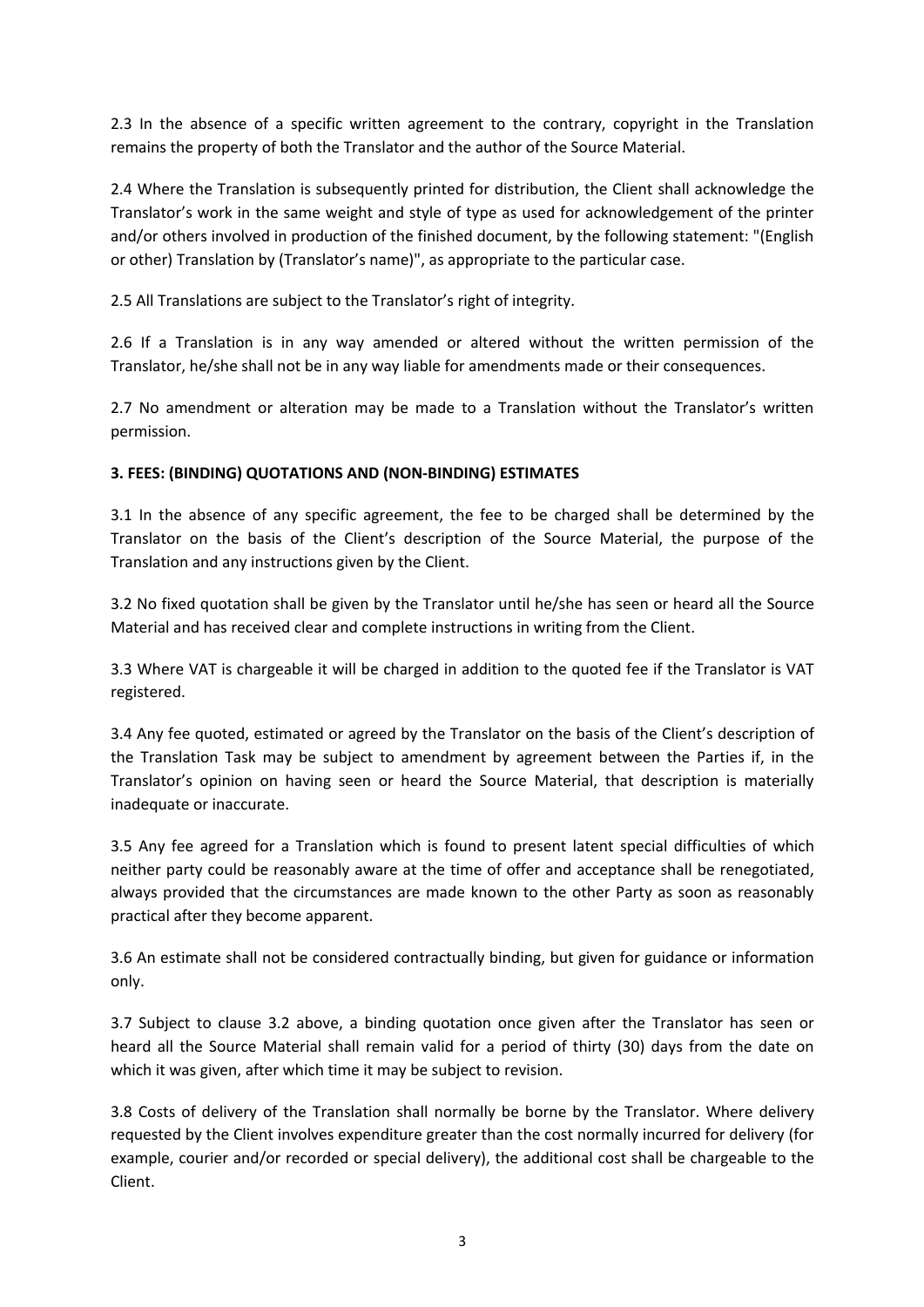2.3 In the absence of a specific written agreement to the contrary, copyright in the Translation remains the property of both the Translator and the author of the Source Material.

2.4 Where the Translation is subsequently printed for distribution, the Client shall acknowledge the Translator's work in the same weight and style of type as used for acknowledgement of the printer and/or others involved in production of the finished document, by the following statement: "(English or other) Translation by (Translator's name)", as appropriate to the particular case.

2.5 All Translations are subject to the Translator's right of integrity.

2.6 If a Translation is in any way amended or altered without the written permission of the Translator, he/she shall not be in any way liable for amendments made or their consequences.

2.7 No amendment or alteration may be made to a Translation without the Translator's written permission.

**3. FEES: (BINDING) QUOTATIONS AND (NON-BINDING) ESTIMATES**

3.1 In the absence of any specific agreement, the fee to be charged shall be determined by the Translator on the basis of the Client's description of the Source Material, the purpose of the Translation and any instructions given by the Client.

3.2 No fixed quotation shall be given by the Translator until he/she has seen or heard all the Source Material and has received clear and complete instructions in writing from the Client.

3.3 Where VAT is chargeable it will be charged in addition to the quoted fee if the Translator is VAT registered.

3.4 Any fee quoted, estimated or agreed by the Translator on the basis of the Client's description of the Translation Task may be subject to amendment by agreement between the Parties if, in the Translator's opinion on having seen or heard the Source Material, that description is materially inadequate or inaccurate.

3.5 Any fee agreed for a Translation which is found to present latent special difficulties of which neither party could be reasonably aware at the time of offer and acceptance shall be renegotiated, always provided that the circumstances are made known to the other Party as soon as reasonably practical after they become apparent.

3.6 An estimate shall not be considered contractually binding, but given for guidance or information only.

3.7 Subject to clause 3.2 above, a binding quotation once given after the Translator has seen or heard all the Source Material shall remain valid for a period of thirty (30) days from the date on which it was given, after which time it may be subject to revision.

3.8 Costs of delivery of the Translation shall normally be borne by the Translator. Where delivery requested by the Client involves expenditure greater than the cost normally incurred for delivery (for example, courier and/or recorded or special delivery), the additional cost shall be chargeable to the Client.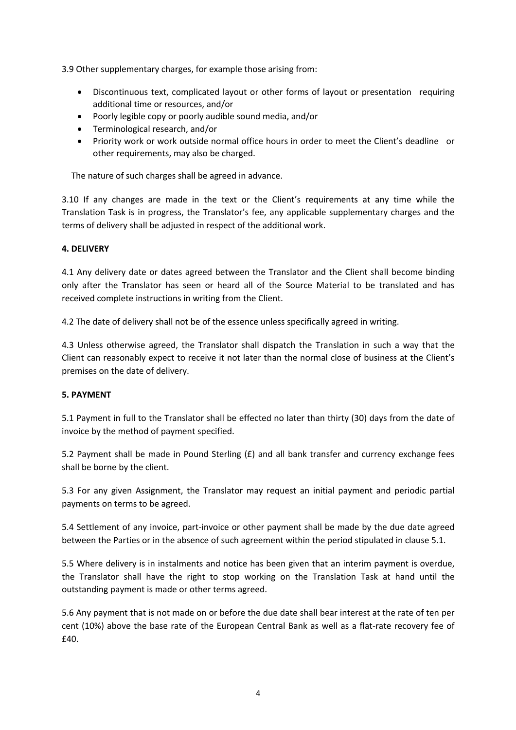3.9 Other supplementary charges, for example those arising from:

- Discontinuous text, complicated layout or other forms of layout or presentation requiring additional time or resources, and/or
- Poorly legible copy or poorly audible sound media, and/or
- Terminological research, and/or
- Priority work or work outside normal office hours in order to meet the Client's deadline or other requirements, may also be charged.

The nature of such charges shall be agreed in advance.

3.10 If any changes are made in the text or the Client's requirements at any time while the Translation Task is in progress, the Translator's fee, any applicable supplementary charges and the terms of delivery shall be adjusted in respect of the additional work.

**4. DELIVERY**

4.1 Any delivery date or dates agreed between the Translator and the Client shall become binding only after the Translator has seen or heard all of the Source Material to be translated and has received complete instructions in writing from the Client.

4.2 The date of delivery shall not be of the essence unless specifically agreed in writing.

4.3 Unless otherwise agreed, the Translator shall dispatch the Translation in such a way that the Client can reasonably expect to receive it not later than the normal close of business at the Client's premises on the date of delivery.

**5. PAYMENT**

5.1 Payment in full to the Translator shall be effected no later than thirty (30) days from the date of invoice by the method of payment specified.

5.2 Payment shall be made in Pound Sterling (£) and all bank transfer and currency exchange fees shall be borne by the client.

5.3 For any given Assignment, the Translator may request an initial payment and periodic partial payments on terms to be agreed.

5.4 Settlement of any invoice, part-invoice or other payment shall be made by the due date agreed between the Parties or in the absence of such agreement within the period stipulated in clause 5.1.

5.5 Where delivery is in instalments and notice has been given that an interim payment is overdue, the Translator shall have the right to stop working on the Translation Task at hand until the outstanding payment is made or other terms agreed.

5.6 Any payment that is not made on or before the due date shall bear interest at the rate of ten per cent (10%) above the base rate of the European Central Bank as well as a flat-rate recovery fee of £40.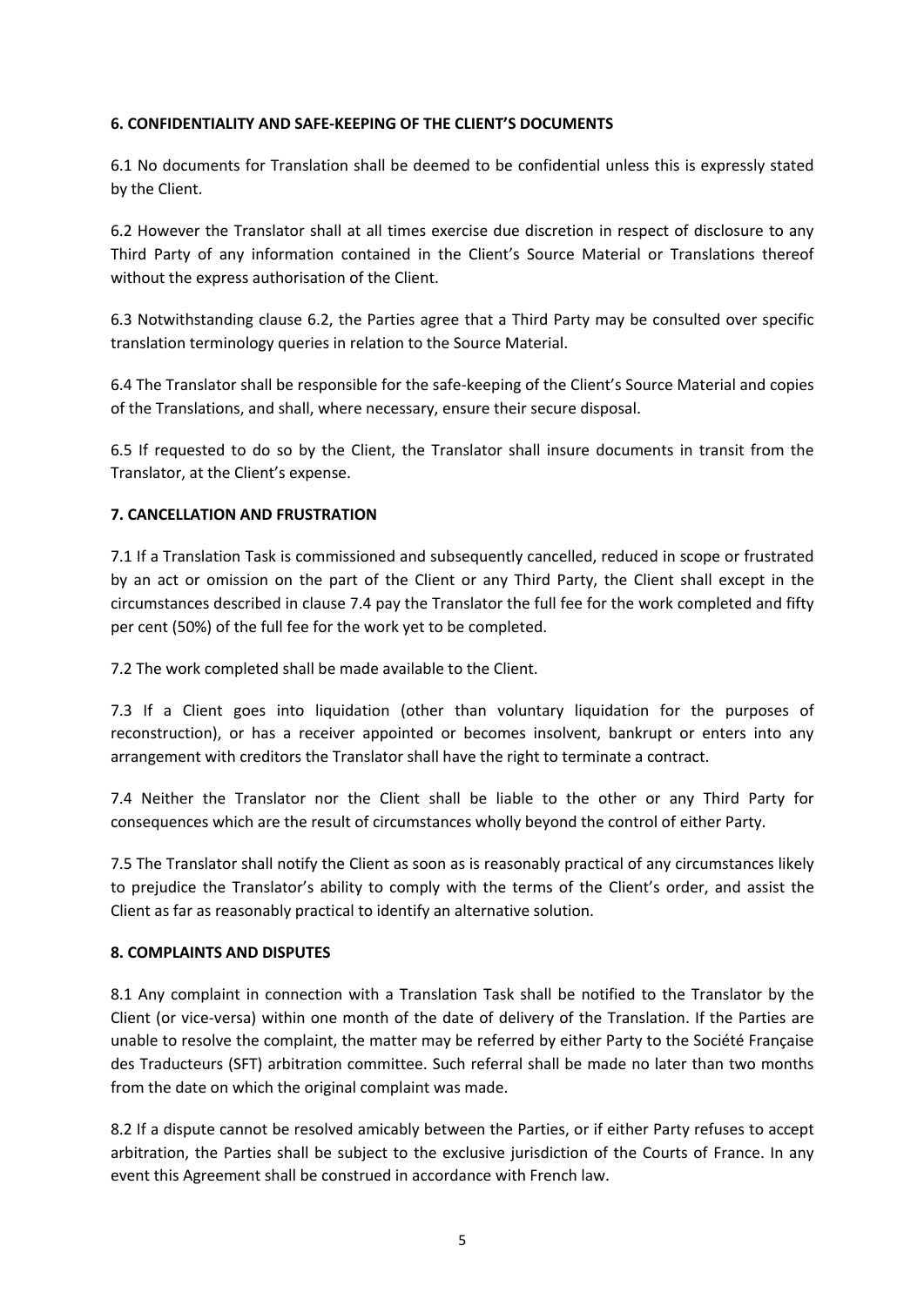**6. CONFIDENTIALITY AND SAFE-KEEPING OF THE CLIENT'S DOCUMENTS**

6.1 No documents for Translation shall be deemed to be confidential unless this is expressly stated by the Client.

6.2 However the Translator shall at all times exercise due discretion in respect of disclosure to any Third Party of any information contained in the Client's Source Material or Translations thereof without the express authorisation of the Client.

6.3 Notwithstanding clause 6.2, the Parties agree that a Third Party may be consulted over specific translation terminology queries in relation to the Source Material.

6.4 The Translator shall be responsible for the safe-keeping of the Client's Source Material and copies of the Translations, and shall, where necessary, ensure their secure disposal.

6.5 If requested to do so by the Client, the Translator shall insure documents in transit from the Translator, at the Client's expense.

**7. CANCELLATION AND FRUSTRATION**

7.1 If a Translation Task is commissioned and subsequently cancelled, reduced in scope or frustrated by an act or omission on the part of the Client or any Third Party, the Client shall except in the circumstances described in clause 7.4 pay the Translator the full fee for the work completed and fifty per cent (50%) of the full fee for the work yet to be completed.

7.2 The work completed shall be made available to the Client.

7.3 If a Client goes into liquidation (other than voluntary liquidation for the purposes of reconstruction), or has a receiver appointed or becomes insolvent, bankrupt or enters into any arrangement with creditors the Translator shall have the right to terminate a contract.

7.4 Neither the Translator nor the Client shall be liable to the other or any Third Party for consequences which are the result of circumstances wholly beyond the control of either Party.

7.5 The Translator shall notify the Client as soon as is reasonably practical of any circumstances likely to prejudice the Translator's ability to comply with the terms of the Client's order, and assist the Client as far as reasonably practical to identify an alternative solution.

**8. COMPLAINTS AND DISPUTES**

8.1 Any complaint in connection with a Translation Task shall be notified to the Translator by the Client (or vice-versa) within one month of the date of delivery of the Translation. If the Parties are unable to resolve the complaint, the matter may be referred by either Party to the Société Française des Traducteurs (SFT) arbitration committee. Such referral shall be made no later than two months from the date on which the original complaint was made.

8.2 If a dispute cannot be resolved amicably between the Parties, or if either Party refuses to accept arbitration, the Parties shall be subject to the exclusive jurisdiction of the Courts of France. In any event this Agreement shall be construed in accordance with French law.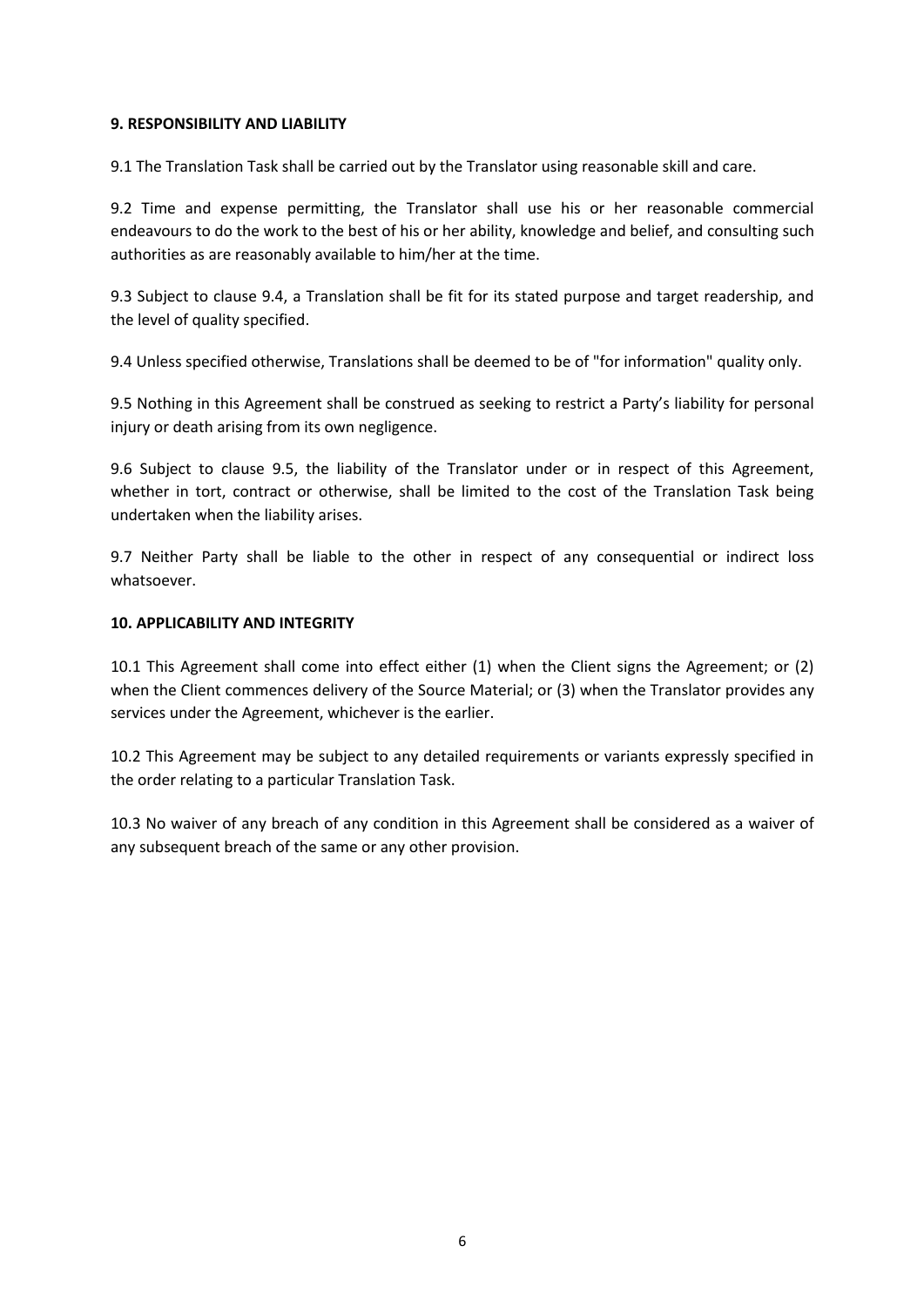**9. RESPONSIBILITY AND LIABILITY**

9.1 The Translation Task shall be carried out by the Translator using reasonable skill and care.

9.2 Time and expense permitting, the Translator shall use his or her reasonable commercial endeavours to do the work to the best of his or her ability, knowledge and belief, and consulting such authorities as are reasonably available to him/her at the time.

9.3 Subject to clause 9.4, a Translation shall be fit for its stated purpose and target readership, and the level of quality specified.

9.4 Unless specified otherwise, Translations shall be deemed to be of "for information" quality only.

9.5 Nothing in this Agreement shall be construed as seeking to restrict a Party's liability for personal injury or death arising from its own negligence.

9.6 Subject to clause 9.5, the liability of the Translator under or in respect of this Agreement, whether in tort, contract or otherwise, shall be limited to the cost of the Translation Task being undertaken when the liability arises.

9.7 Neither Party shall be liable to the other in respect of any consequential or indirect loss whatsoever.

**10. APPLICABILITY AND INTEGRITY**

10.1 This Agreement shall come into effect either (1) when the Client signs the Agreement; or (2) when the Client commences delivery of the Source Material; or (3) when the Translator provides any services under the Agreement, whichever is the earlier.

10.2 This Agreement may be subject to any detailed requirements or variants expressly specified in the order relating to a particular Translation Task.

10.3 No waiver of any breach of any condition in this Agreement shall be considered as a waiver of any subsequent breach of the same or any other provision.